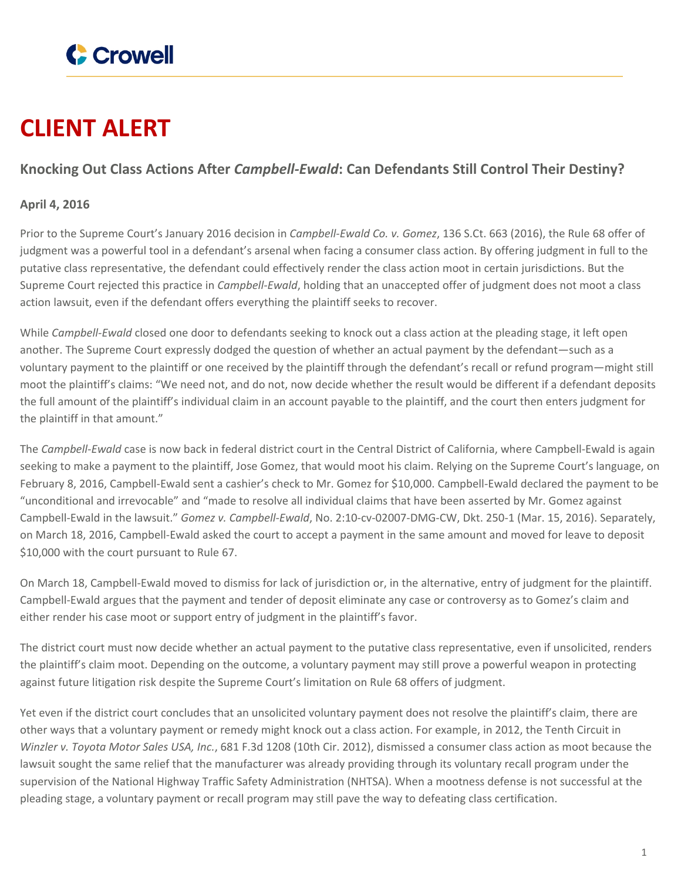# CLIENT ALERT

## Knocking Out Class Actions After *Campbell-Ewald*: Can Defendants Still Control Their Destiny?

**April 4, 2016**

Prior to the Supreme Court's January 2016 decision in *Campbell-Ewald Co. v. Gomez*, 136 S.Ct. 663 (2016), the Rule 68 offer of judgment was a powerful tool in a defendant's arsenal when facing a consumer class action. By offering judgment in full to the putative class representative, the defendant could effectively render the class action moot in certain jurisdictions. But the Supreme Court rejected this practice in *Campbell-Ewald*, holding that an unaccepted offer of judgment does not moot a class action lawsuit, even if the defendant offers everything the plaintiff seeks to recover.

While *Campbell-Ewald* closed one door to defendants seeking to knock out a class action at the pleading stage, it left open another. The Supreme Court expressly dodged the question of whether an actual payment by the defendant—such as a voluntary payment to the plaintiff or one received by the plaintiff through the defendant's recall or refund program—might still moot the plaintiff's claims: "We need not, and do not, now decide whether the result would be different if a defendant deposits the full amount of the plaintiff's individual claim in an account payable to the plaintiff, and the court then enters judgment for the plaintiff in that amount."

The *Campbell-Ewald* case is now back in federal district court in the Central District of California, where Campbell-Ewald is again seeking to make a payment to the plaintiff, Jose Gomez, that would moot his claim. Relying on the Supreme Court's language, on February 8, 2016, Campbell-Ewald sent a cashier's check to Mr. Gomez for $10,000. Campbell-Ewald declared the payment to be "unconditional and irrevocable" and "made to resolve all individual claims that have been asserted by Mr. Gomez against Campbell-Ewald in the lawsuit." *Gomez v. Campbell-Ewald*, No. 2:10-cv-02007-DMG-CW, Dkt. 250-1 (Mar. 15, 2016). Separately, on March 18, 2016, Campbell-Ewald asked the court to accept a payment in the same amount and moved for leave to deposit $10,000 with the court pursuant to Rule 67.

On March 18, Campbell-Ewald moved to dismiss for lack of jurisdiction or, in the alternative, entry of judgment for the plaintiff. Campbell-Ewald argues that the payment and tender of deposit eliminate any case or controversy as to Gomez's claim and either render his case moot or support entry of judgment in the plaintiff's favor.

The district court must now decide whether an actual payment to the putative class representative, even if unsolicited, renders the plaintiff's claim moot. Depending on the outcome, a voluntary payment may still prove a powerful weapon in protecting against future litigation risk despite the Supreme Court's limitation on Rule 68 offers of judgment.

Yet even if the district court concludes that an unsolicited voluntary payment does not resolve the plaintiff's claim, there are other ways that a voluntary payment or remedy might knock out a class action. For example, in 2012, the Tenth Circuit in *Winzler v. Toyota Motor Sales USA, Inc.*, 681 F.3d 1208 (10th Cir. 2012), dismissed a consumer class action as moot because the lawsuit sought the same relief that the manufacturer was already providing through its voluntary recall program under the supervision of the National Highway Traffic Safety Administration (NHTSA). When a mootness defense is not successful at the pleading stage, a voluntary payment or recall program may still pave the way to defeating class certification.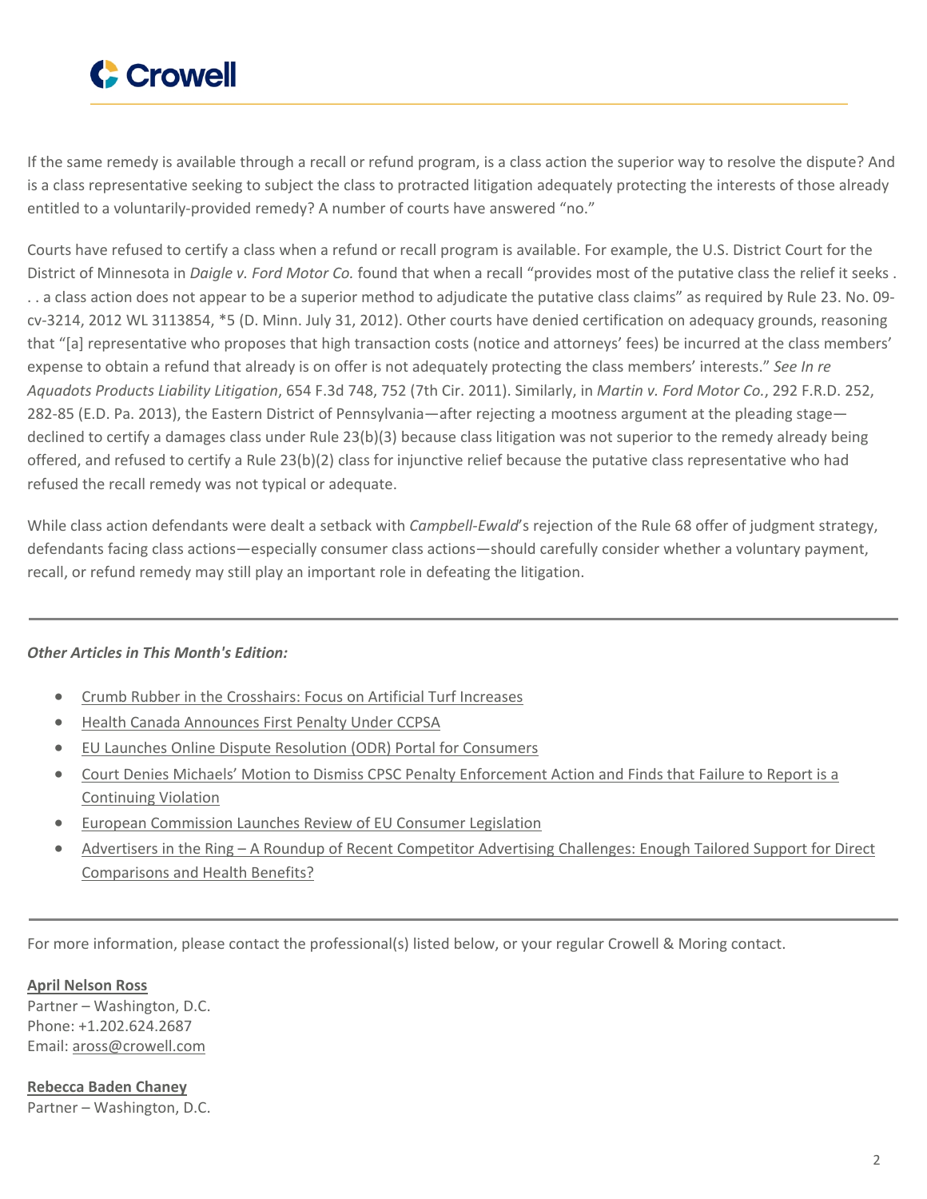If the same remedy is available through a recall or refund program, is a class action the superior way to resolve the dispute? And is a class representative seeking to subject the class to protracted litigation adequately protecting the interests of those already entitled to a voluntarily-provided remedy? A number of courts have answered "no."

Courts have refused to certify a class when a refund or recall program is available. For example, the U.S. District Court for the District of Minnesota in *Daigle v. Ford Motor Co.* found that when a recall "provides most of the putative class the relief it seeks . . . a class action does not appear to be a superior method to adjudicate the putative class claims" as required by Rule 23. No. 09-cv-3214, 2012 WL 3113854, *5 (D. Minn. July 31, 2012). Other courts have denied certification on adequacy grounds, reasoning that "[a] representative who proposes that high transaction costs (notice and attorneys' fees) be incurred at the class members' expense to obtain a refund that already is on offer is not adequately protecting the class members' interests." *See In re Aquadots Products Liability Litigation*, 654 F.3d 748, 752 (7th Cir. 2011). Similarly, in *Martin v. Ford Motor Co.*, 292 F.R.D. 252, 282-85 (E.D. Pa. 2013), the Eastern District of Pennsylvania—after rejecting a mootness argument at the pleading stage—declined to certify a damages class under Rule 23(b)(3) because class litigation was not superior to the remedy already being offered, and refused to certify a Rule 23(b)(2) class for injunctive relief because the putative class representative who had refused the recall remedy was not typical or adequate.

While class action defendants were dealt a setback with *Campbell-Ewald*'s rejection of the Rule 68 offer of judgment strategy, defendants facing class actions—especially consumer class actions—should carefully consider whether a voluntary payment, recall, or refund remedy may still play an important role in defeating the litigation.

---

***Other Articles in This Month's Edition:***

- Crumb Rubber in the Crosshairs: Focus on Artificial Turf Increases
- Health Canada Announces First Penalty Under CCPSA
- EU Launches Online Dispute Resolution (ODR) Portal for Consumers
- Court Denies Michaels' Motion to Dismiss CPSC Penalty Enforcement Action and Finds that Failure to Report is a Continuing Violation
- European Commission Launches Review of EU Consumer Legislation
- Advertisers in the Ring – A Roundup of Recent Competitor Advertising Challenges: Enough Tailored Support for Direct Comparisons and Health Benefits?

---

For more information, please contact the professional(s) listed below, or your regular Crowell & Moring contact.

**April Nelson Ross**
Partner – Washington, D.C.
Phone: +1.202.624.2687
Email: aross@crowell.com

**Rebecca Baden Chaney**
Partner – Washington, D.C.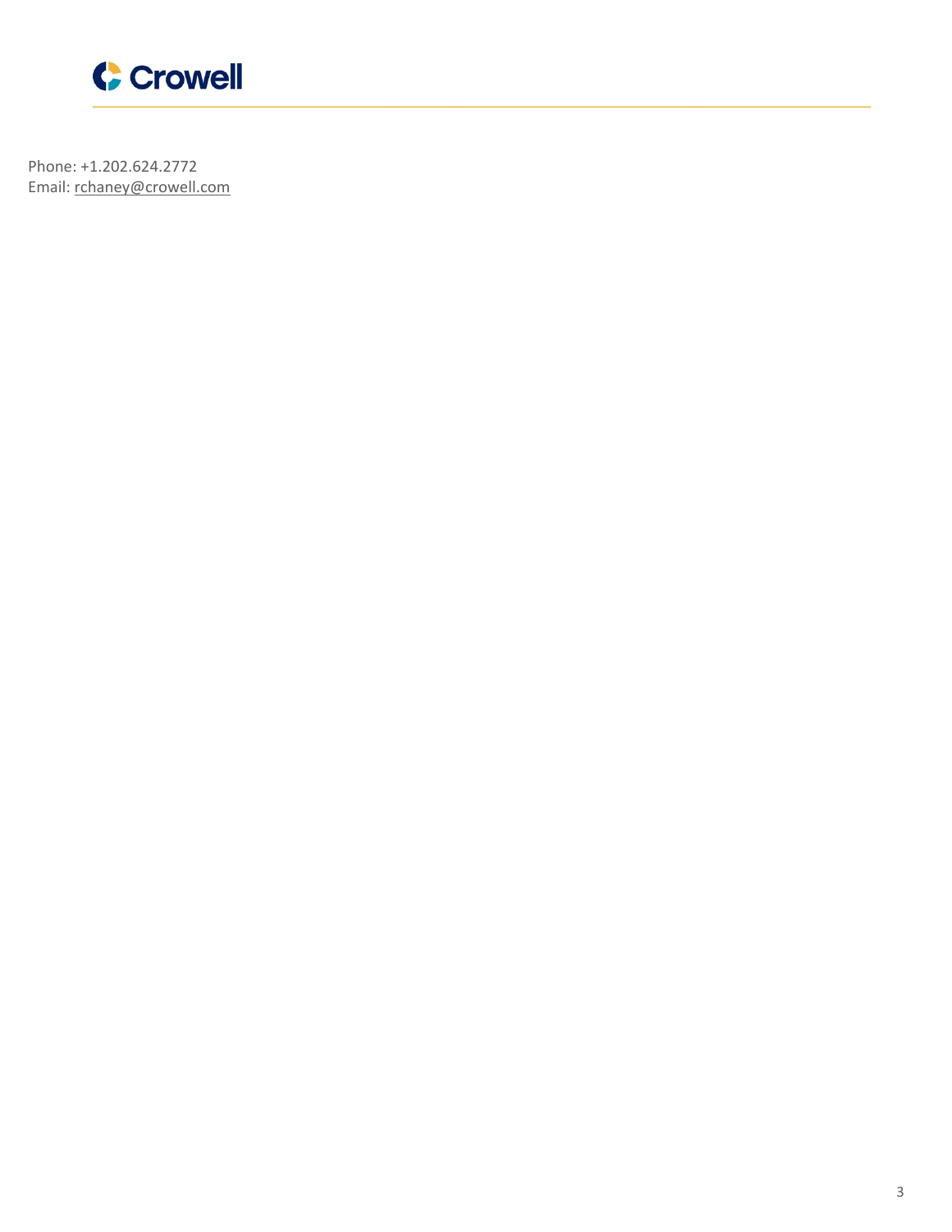Phone: +1.202.624.2772
Email: rchaney@crowell.com